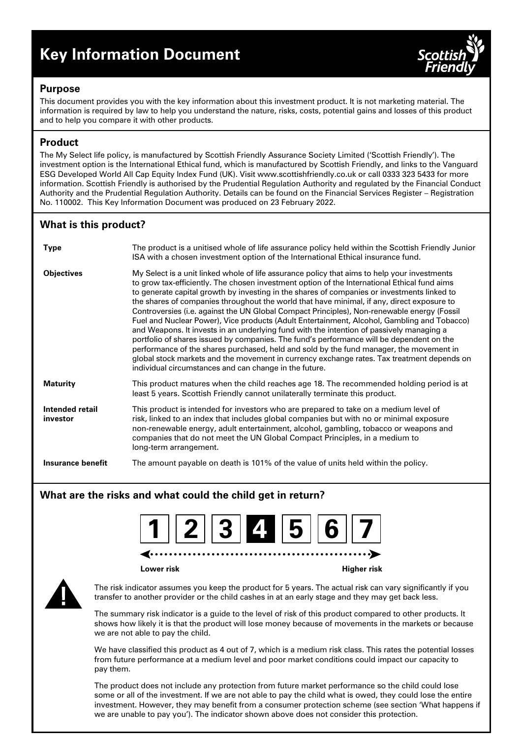# Key Information Document

Scottish Friendly

## Purpose

This document provides you with the key information about this investment product. It is not marketing material. The information is required by law to help you understand the nature, risks, costs, potential gains and losses of this product and to help you compare it with other products.

## Product

The My Select life policy, is manufactured by Scottish Friendly Assurance Society Limited ('Scottish Friendly'). The investment option is the International Ethical fund, which is manufactured by Scottish Friendly, and links to the Vanguard ESG Developed World All Cap Equity Index Fund (UK). Visit www.scottishfriendly.co.uk or call 0333 323 5433 for more information. Scottish Friendly is authorised by the Prudential Regulation Authority and regulated by the Financial Conduct Authority and the Prudential Regulation Authority. Details can be found on the Financial Services Register – Registration No. 110002. This Key Information Document was produced on 23 February 2022.

## What is this product?

| | |
|---|---|
| **Type** | The product is a unitised whole of life assurance policy held within the Scottish Friendly Junior ISA with a chosen investment option of the International Ethical insurance fund. |
| **Objectives** | My Select is a unit linked whole of life assurance policy that aims to help your investments to grow tax-efficiently. The chosen investment option of the International Ethical fund aims to generate capital growth by investing in the shares of companies or investments linked to the shares of companies throughout the world that have minimal, if any, direct exposure to Controversies (i.e. against the UN Global Compact Principles), Non-renewable energy (Fossil Fuel and Nuclear Power), Vice products (Adult Entertainment, Alcohol, Gambling and Tobacco) and Weapons. It invests in an underlying fund with the intention of passively managing a portfolio of shares issued by companies. The fund's performance will be dependent on the performance of the shares purchased, held and sold by the fund manager, the movement in global stock markets and the movement in currency exchange rates. Tax treatment depends on individual circumstances and can change in the future. |
| **Maturity** | This product matures when the child reaches age 18. The recommended holding period is at least 5 years. Scottish Friendly cannot unilaterally terminate this product. |
| **Intended retail investor** | This product is intended for investors who are prepared to take on a medium level of risk, linked to an index that includes global companies but with no or minimal exposure non-renewable energy, adult entertainment, alcohol, gambling, tobacco or weapons and companies that do not meet the UN Global Compact Principles, in a medium to long-term arrangement. |
| **Insurance benefit** | The amount payable on death is 101% of the value of units held within the policy. |

## What are the risks and what could the child get in return?

| 1 | 2 | 3 | **4** | 5 | 6 | 7 |
|---|---|---|---|---|---|---|

**Lower risk** ◄ ► **Higher risk**

The risk indicator assumes you keep the product for 5 years. The actual risk can vary significantly if you transfer to another provider or the child cashes in at an early stage and they may get back less.

The summary risk indicator is a guide to the level of risk of this product compared to other products. It shows how likely it is that the product will lose money because of movements in the markets or because we are not able to pay the child.

We have classified this product as 4 out of 7, which is a medium risk class. This rates the potential losses from future performance at a medium level and poor market conditions could impact our capacity to pay them.

The product does not include any protection from future market performance so the child could lose some or all of the investment. If we are not able to pay the child what is owed, they could lose the entire investment. However, they may benefit from a consumer protection scheme (see section 'What happens if we are unable to pay you'). The indicator shown above does not consider this protection.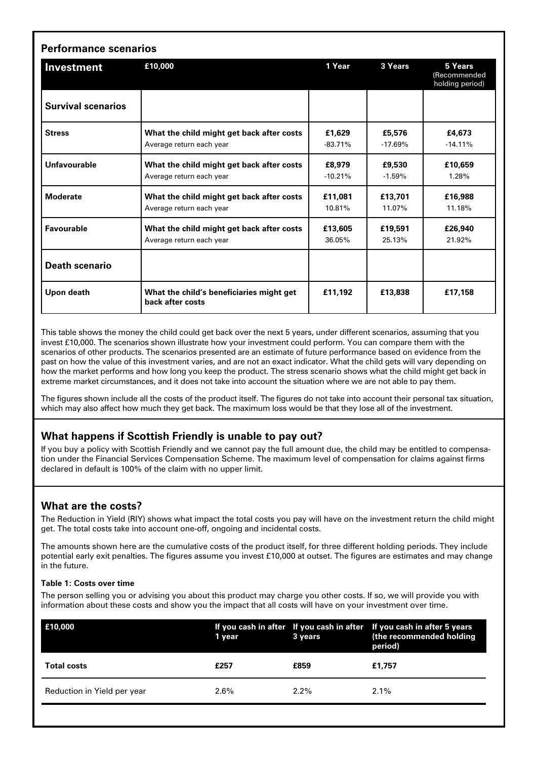## Performance scenarios

| Investment | £10,000 | 1 Year | 3 Years | 5 Years (Recommended holding period) |
|---|---|---|---|---|
| **Survival scenarios** | | | | |
| **Stress** | **What the child might get back after costs** | **£1,629** | **£5,576** | **£4,673** |
| | Average return each year | -83.71% | -17.69% | -14.11% |
| **Unfavourable** | **What the child might get back after costs** | **£8,979** | **£9,530** | **£10,659** |
| | Average return each year | -10.21% | -1.59% | 1.28% |
| **Moderate** | **What the child might get back after costs** | **£11,081** | **£13,701** | **£16,988** |
| | Average return each year | 10.81% | 11.07% | 11.18% |
| **Favourable** | **What the child might get back after costs** | **£13,605** | **£19,591** | **£26,940** |
| | Average return each year | 36.05% | 25.13% | 21.92% |
| **Death scenario** | | | | |
| **Upon death** | **What the child's beneficiaries might get back after costs** | **£11,192** | **£13,838** | **£17,158** |

This table shows the money the child could get back over the next 5 years, under different scenarios, assuming that you invest £10,000. The scenarios shown illustrate how your investment could perform. You can compare them with the scenarios of other products. The scenarios presented are an estimate of future performance based on evidence from the past on how the value of this investment varies, and are not an exact indicator. What the child gets will vary depending on how the market performs and how long you keep the product. The stress scenario shows what the child might get back in extreme market circumstances, and it does not take into account the situation where we are not able to pay them.

The figures shown include all the costs of the product itself. The figures do not take into account their personal tax situation, which may also affect how much they get back. The maximum loss would be that they lose all of the investment.

## What happens if Scottish Friendly is unable to pay out?

If you buy a policy with Scottish Friendly and we cannot pay the full amount due, the child may be entitled to compensation under the Financial Services Compensation Scheme. The maximum level of compensation for claims against firms declared in default is 100% of the claim with no upper limit.

## What are the costs?

The Reduction in Yield (RIY) shows what impact the total costs you pay will have on the investment return the child might get. The total costs take into account one-off, ongoing and incidental costs.

The amounts shown here are the cumulative costs of the product itself, for three different holding periods. They include potential early exit penalties. The figures assume you invest £10,000 at outset. The figures are estimates and may change in the future.

#### Table 1: Costs over time

The person selling you or advising you about this product may charge you other costs. If so, we will provide you with information about these costs and show you the impact that all costs will have on your investment over time.

| £10,000 | If you cash in after 1 year | If you cash in after 3 years | If you cash in after 5 years (the recommended holding period) |
|---|---|---|---|
| **Total costs** | **£257** | **£859** | **£1,757** |
| Reduction in Yield per year | 2.6% | 2.2% | 2.1% |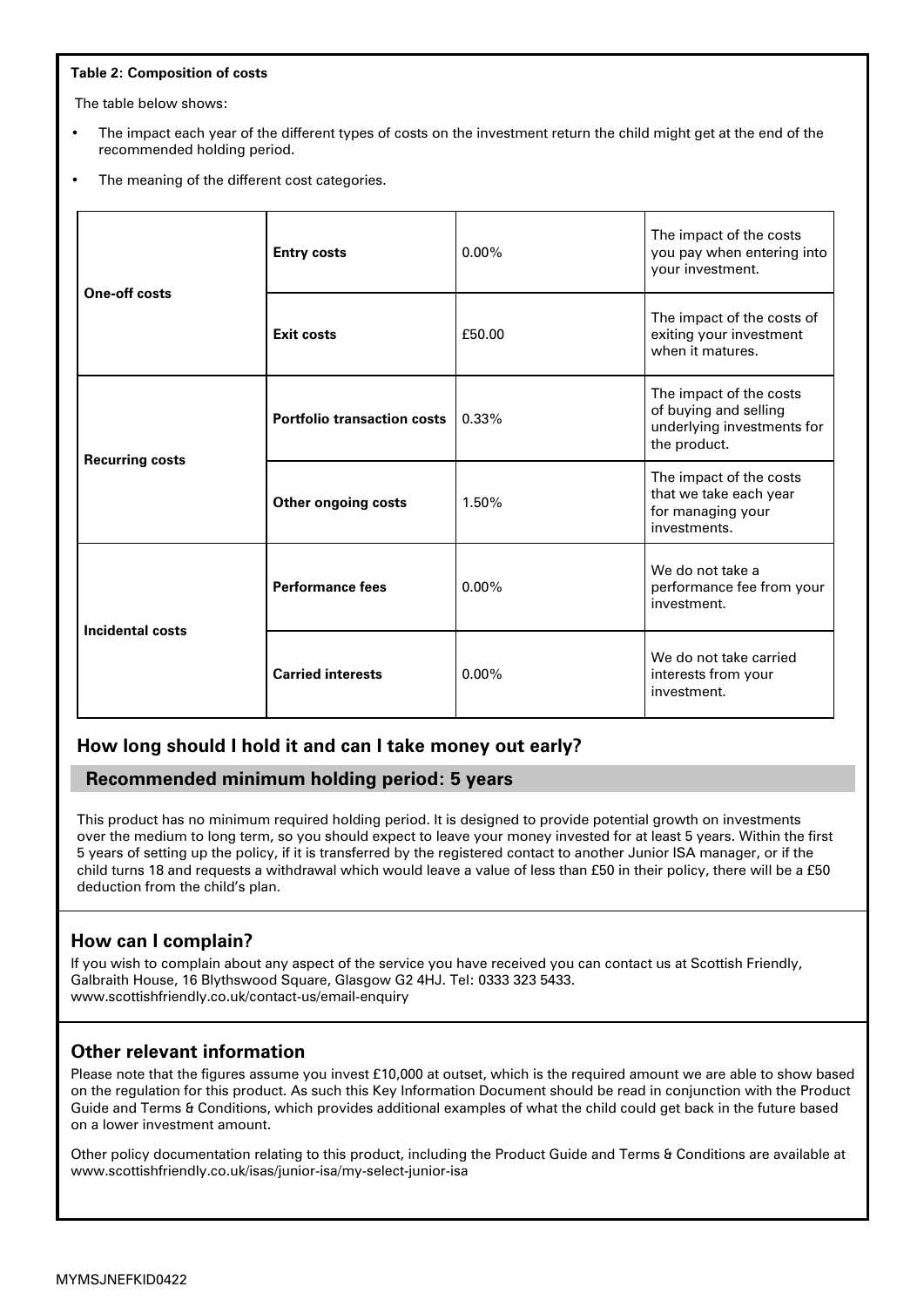**Table 2: Composition of costs**

The table below shows:

- The impact each year of the different types of costs on the investment return the child might get at the end of the recommended holding period.
- The meaning of the different cost categories.

| | | | |
|---|---|---|---|
| **One-off costs** | **Entry costs** | 0.00% | The impact of the costs you pay when entering into your investment. |
| | **Exit costs** | £50.00 | The impact of the costs of exiting your investment when it matures. |
| **Recurring costs** | **Portfolio transaction costs** | 0.33% | The impact of the costs of buying and selling underlying investments for the product. |
| | **Other ongoing costs** | 1.50% | The impact of the costs that we take each year for managing your investments. |
| **Incidental costs** | **Performance fees** | 0.00% | We do not take a performance fee from your investment. |
| | **Carried interests** | 0.00% | We do not take carried interests from your investment. |

## How long should I hold it and can I take money out early?

### Recommended minimum holding period: 5 years

This product has no minimum required holding period. It is designed to provide potential growth on investments over the medium to long term, so you should expect to leave your money invested for at least 5 years. Within the first 5 years of setting up the policy, if it is transferred by the registered contact to another Junior ISA manager, or if the child turns 18 and requests a withdrawal which would leave a value of less than £50 in their policy, there will be a £50 deduction from the child's plan.

## How can I complain?

If you wish to complain about any aspect of the service you have received you can contact us at Scottish Friendly, Galbraith House, 16 Blythswood Square, Glasgow G2 4HJ. Tel: 0333 323 5433.
www.scottishfriendly.co.uk/contact-us/email-enquiry

## Other relevant information

Please note that the figures assume you invest £10,000 at outset, which is the required amount we are able to show based on the regulation for this product. As such this Key Information Document should be read in conjunction with the Product Guide and Terms & Conditions, which provides additional examples of what the child could get back in the future based on a lower investment amount.

Other policy documentation relating to this product, including the Product Guide and Terms & Conditions are available at www.scottishfriendly.co.uk/isas/junior-isa/my-select-junior-isa

MYMSJNEFKID0422